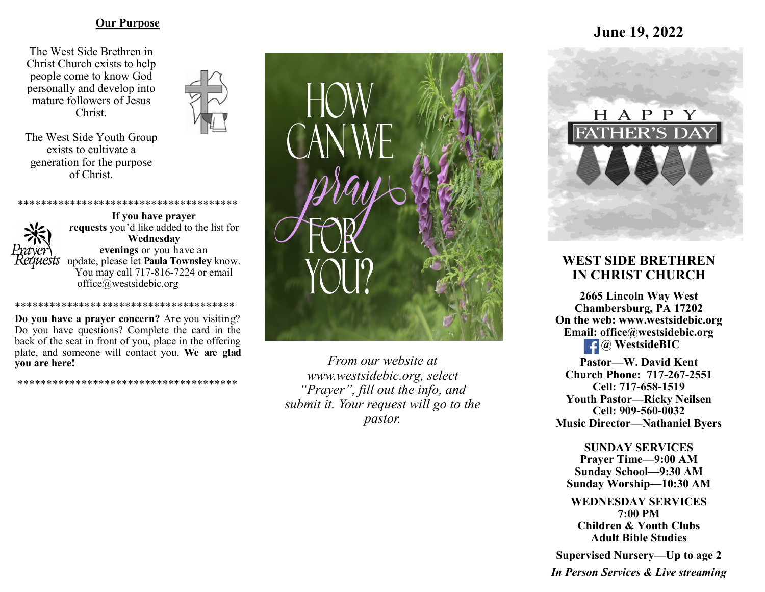## Our Purpose

The West Side Brethren in Christ Church exists to help people come to know God personally and develop into mature followers of Jesus Christ.

The West Side Youth Group exists to cultivate a generation for the purpose of Christ.

\*\*\*\*\*\*\*\*\*\*\*\*\*\*\*\*\*\*\*\*\*\*\*\*\*\*\*\*\*\*\*\*\*\*\*\*\*\*\*

Prayer Requests

**If you have prayer requests** you'd like added to the list for **Wednesday evenings** or you have an update, please let **Paula Townsley** know. You may call 717-816-7224 or email office@westsidebic.org

\*\*\*\*\*\*\*\*\*\*\*\*\*\*\*\*\*\*\*\*\*\*\*\*\*\*\*\*\*\*\*\*\*\*\*\*\*\*\*

**Do you have a prayer concern?** Are you visiting? Do you have questions? Complete the card in the back of the seat in front of you, place in the offering plate, and someone will contact you. **We are glad you are here!**

\*\*\*\*\*\*\*\*\*\*\*\*\*\*\*\*\*\*\*\*\*\*\*\*\*\*\*\*\*\*\*\*\*\*\*\*\*\*\*

HOW CAN WE *pray* FOR YOU?

*From our website at www.westsidebic.org, select "Prayer", fill out the info, and submit it. Your request will go to the pastor.*

## June 19, 2022

HAPPY FATHER'S DAY

# WEST SIDE BRETHREN IN CHRIST CHURCH

**2665 Lincoln Way West**
**Chambersburg, PA 17202**
**On the web: www.westsidebic.org**
**Email: office@westsidebic.org**
**@ WestsideBIC**

**Pastor—W. David Kent**
**Church Phone: 717-267-2551**
**Cell: 717-658-1519**
**Youth Pastor—Ricky Neilsen**
**Cell: 909-560-0032**
**Music Director—Nathaniel Byers**

**SUNDAY SERVICES**
**Prayer Time—9:00 AM**
**Sunday School—9:30 AM**
**Sunday Worship—10:30 AM**

**WEDNESDAY SERVICES**
**7:00 PM**
**Children & Youth Clubs**
**Adult Bible Studies**

**Supervised Nursery—Up to age 2**

***In Person Services & Live streaming***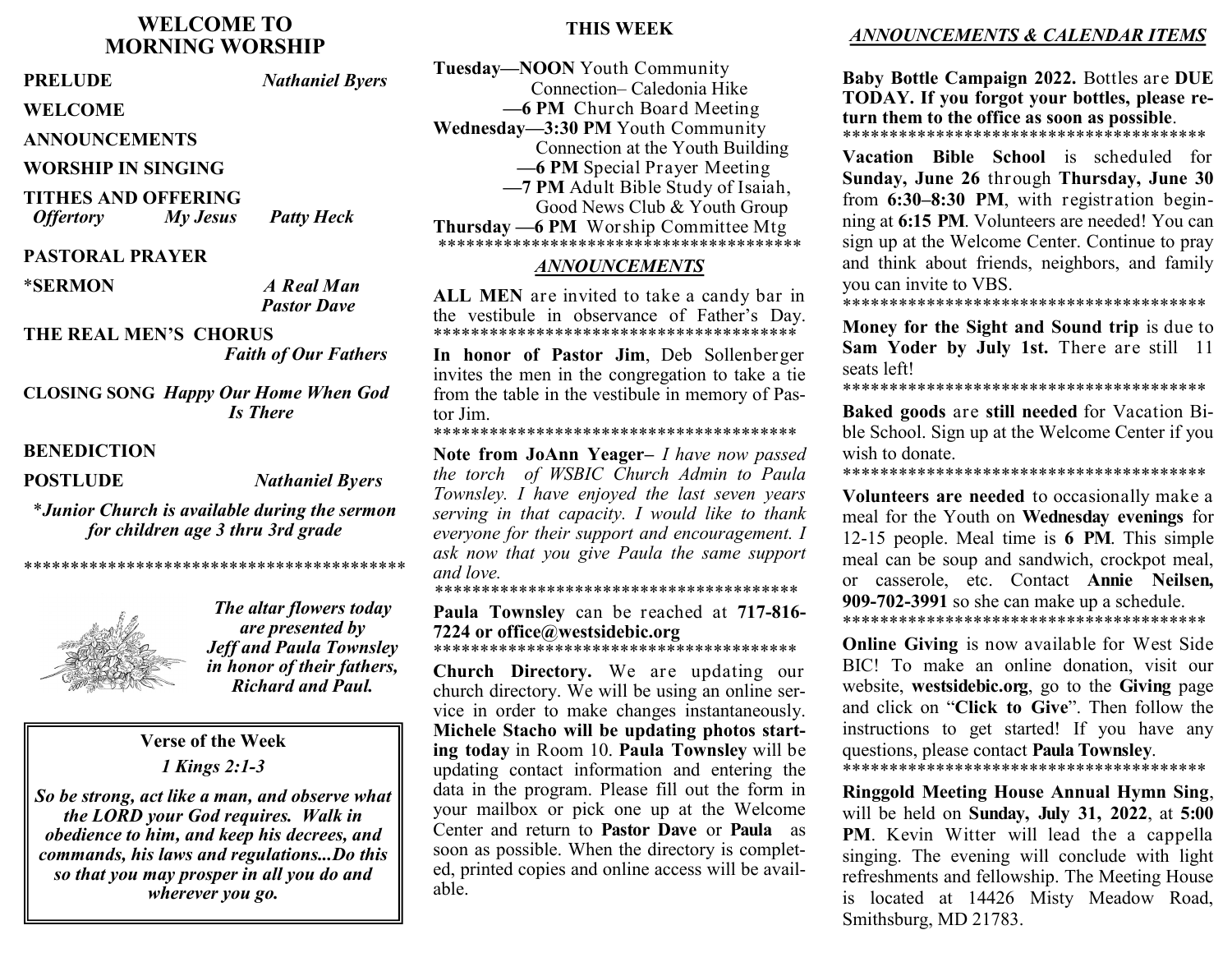# WELCOME TO MORNING WORSHIP

**PRELUDE** *Nathaniel Byers*

**WELCOME**

**ANNOUNCEMENTS**

**WORSHIP IN SINGING**

**TITHES AND OFFERING**
*Offertory* *My Jesus* *Patty Heck*

**PASTORAL PRAYER**

**\*SERMON** *A Real Man*
*Pastor Dave*

**THE REAL MEN'S CHORUS**
*Faith of Our Fathers*

**CLOSING SONG** *Happy Our Home When God Is There*

**BENEDICTION**

**POSTLUDE** *Nathaniel Byers*

*\*Junior Church is available during the sermon for children age 3 thru 3rd grade*

*****************************************

***The altar flowers today are presented by Jeff and Paula Townsley in honor of their fathers, Richard and Paul.***

**Verse of the Week**

***1 Kings 2:1-3***

***So be strong, act like a man, and observe what the LORD your God requires. Walk in obedience to him, and keep his decrees, and commands, his laws and regulations...Do this so that you may prosper in all you do and wherever you go.***

## THIS WEEK

**Tuesday—NOON** Youth Community Connection– Caledonia Hike
**—6 PM** Church Board Meeting
**Wednesday—3:30 PM** Youth Community Connection at the Youth Building
**—6 PM** Special Prayer Meeting
**—7 PM** Adult Bible Study of Isaiah, Good News Club & Youth Group
**Thursday —6 PM** Worship Committee Mtg

***************************************

## *ANNOUNCEMENTS*

**ALL MEN** are invited to take a candy bar in the vestibule in observance of Father's Day.

***************************************

**In honor of Pastor Jim**, Deb Sollenberger invites the men in the congregation to take a tie from the table in the vestibule in memory of Pastor Jim.

***************************************

**Note from JoAnn Yeager–** *I have now passed the torch of WSBIC Church Admin to Paula Townsley. I have enjoyed the last seven years serving in that capacity. I would like to thank everyone for their support and encouragement. I ask now that you give Paula the same support and love.*

***************************************

**Paula Townsley** can be reached at **717-816-7224 or office@westsidebic.org**

***************************************

**Church Directory.** We are updating our church directory. We will be using an online service in order to make changes instantaneously. **Michele Stacho will be updating photos starting today** in Room 10. **Paula Townsley** will be updating contact information and entering the data in the program. Please fill out the form in your mailbox or pick one up at the Welcome Center and return to **Pastor Dave** or **Paula** as soon as possible. When the directory is completed, printed copies and online access will be available.

## *ANNOUNCEMENTS & CALENDAR ITEMS*

**Baby Bottle Campaign 2022.** Bottles are **DUE TODAY. If you forgot your bottles, please return them to the office as soon as possible**.

***************************************

**Vacation Bible School** is scheduled for **Sunday, June 26** through **Thursday, June 30** from **6:30–8:30 PM**, with registration beginning at **6:15 PM**. Volunteers are needed! You can sign up at the Welcome Center. Continue to pray and think about friends, neighbors, and family you can invite to VBS.

***************************************

**Money for the Sight and Sound trip** is due to **Sam Yoder by July 1st.** There are still 11 seats left!

***************************************

**Baked goods** are **still needed** for Vacation Bible School. Sign up at the Welcome Center if you wish to donate.

***************************************

**Volunteers are needed** to occasionally make a meal for the Youth on **Wednesday evenings** for 12-15 people. Meal time is **6 PM**. This simple meal can be soup and sandwich, crockpot meal, or casserole, etc. Contact **Annie Neilsen, 909-702-3991** so she can make up a schedule.

***************************************

**Online Giving** is now available for West Side BIC! To make an online donation, visit our website, **westsidebic.org**, go to the **Giving** page and click on "**Click to Give**". Then follow the instructions to get started! If you have any questions, please contact **Paula Townsley**.

***************************************

**Ringgold Meeting House Annual Hymn Sing**, will be held on **Sunday, July 31, 2022**, at **5:00 PM**. Kevin Witter will lead the a cappella singing. The evening will conclude with light refreshments and fellowship. The Meeting House is located at 14426 Misty Meadow Road, Smithsburg, MD 21783.